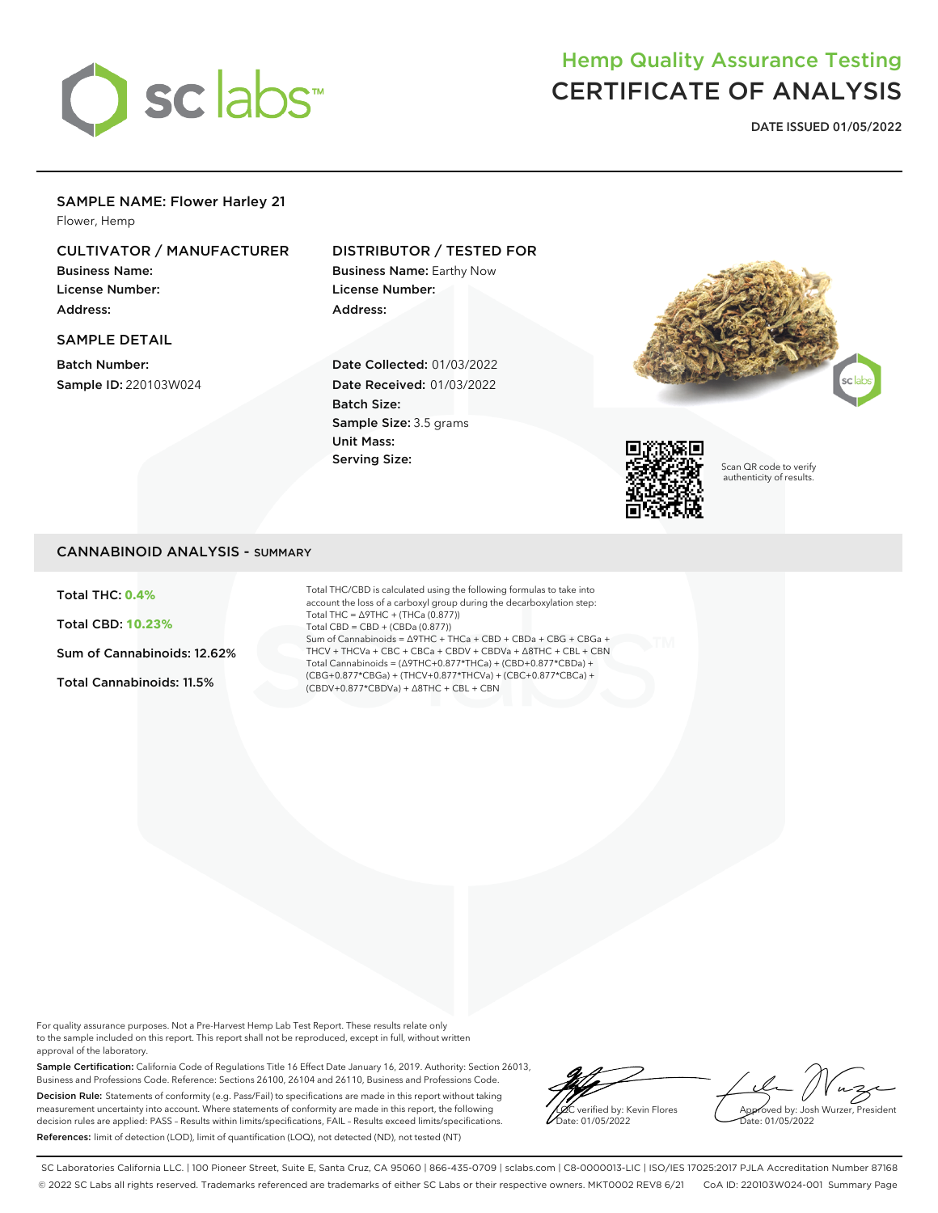# Hemp Quality Assurance Testing
# CERTIFICATE OF ANALYSIS

**DATE ISSUED 01/05/2022**

## SAMPLE NAME: Flower Harley 21

Flower, Hemp

### CULTIVATOR / MANUFACTURER

**Business Name:**
**License Number:**
**Address:**

### DISTRIBUTOR / TESTED FOR

**Business Name:** Earthy Now
**License Number:**
**Address:**

### SAMPLE DETAIL

**Batch Number:**
**Sample ID:** 220103W024

**Date Collected:** 01/03/2022
**Date Received:** 01/03/2022
**Batch Size:**
**Sample Size:** 3.5 grams
**Unit Mass:**
**Serving Size:**

Scan QR code to verify authenticity of results.

## CANNABINOID ANALYSIS - SUMMARY

**Total THC:** **0.4%**

**Total CBD:** **10.23%**

**Sum of Cannabinoids:** 12.62%

**Total Cannabinoids:** 11.5%

Total THC/CBD is calculated using the following formulas to take into account the loss of a carboxyl group during the decarboxylation step:
Total THC = Δ9THC + (THCa (0.877))
Total CBD = CBD + (CBDa (0.877))
Sum of Cannabinoids = Δ9THC + THCa + CBD + CBDa + CBG + CBGa + THCV + THCVa + CBC + CBCa + CBDV + CBDVa + Δ8THC + CBL + CBN
Total Cannabinoids = (Δ9THC+0.877*THCa) + (CBD+0.877*CBDa) + (CBG+0.877*CBGa) + (THCV+0.877*THCVa) + (CBC+0.877*CBCa) + (CBDV+0.877*CBDVa) + Δ8THC + CBL + CBN

For quality assurance purposes. Not a Pre-Harvest Hemp Lab Test Report. These results relate only to the sample included on this report. This report shall not be reproduced, except in full, without written approval of the laboratory.

**Sample Certification:** California Code of Regulations Title 16 Effect Date January 16, 2019. Authority: Section 26013, Business and Professions Code. Reference: Sections 26100, 26104 and 26110, Business and Professions Code.

**Decision Rule:** Statements of conformity (e.g. Pass/Fail) to specifications are made in this report without taking measurement uncertainty into account. Where statements of conformity are made in this report, the following decision rules are applied: PASS – Results within limits/specifications, FAIL – Results exceed limits/specifications.

**References:** limit of detection (LOD), limit of quantification (LOQ), not detected (ND), not tested (NT)

LQC verified by: Kevin Flores
Date: 01/05/2022

Approved by: Josh Wurzer, President
Date: 01/05/2022

SC Laboratories California LLC. | 100 Pioneer Street, Suite E, Santa Cruz, CA 95060 | 866-435-0709 | sclabs.com | C8-0000013-LIC | ISO/IES 17025:2017 PJLA Accreditation Number 87168
© 2022 SC Labs all rights reserved. Trademarks referenced are trademarks of either SC Labs or their respective owners. MKT0002 REV8 6/21 CoA ID: 220103W024-001 Summary Page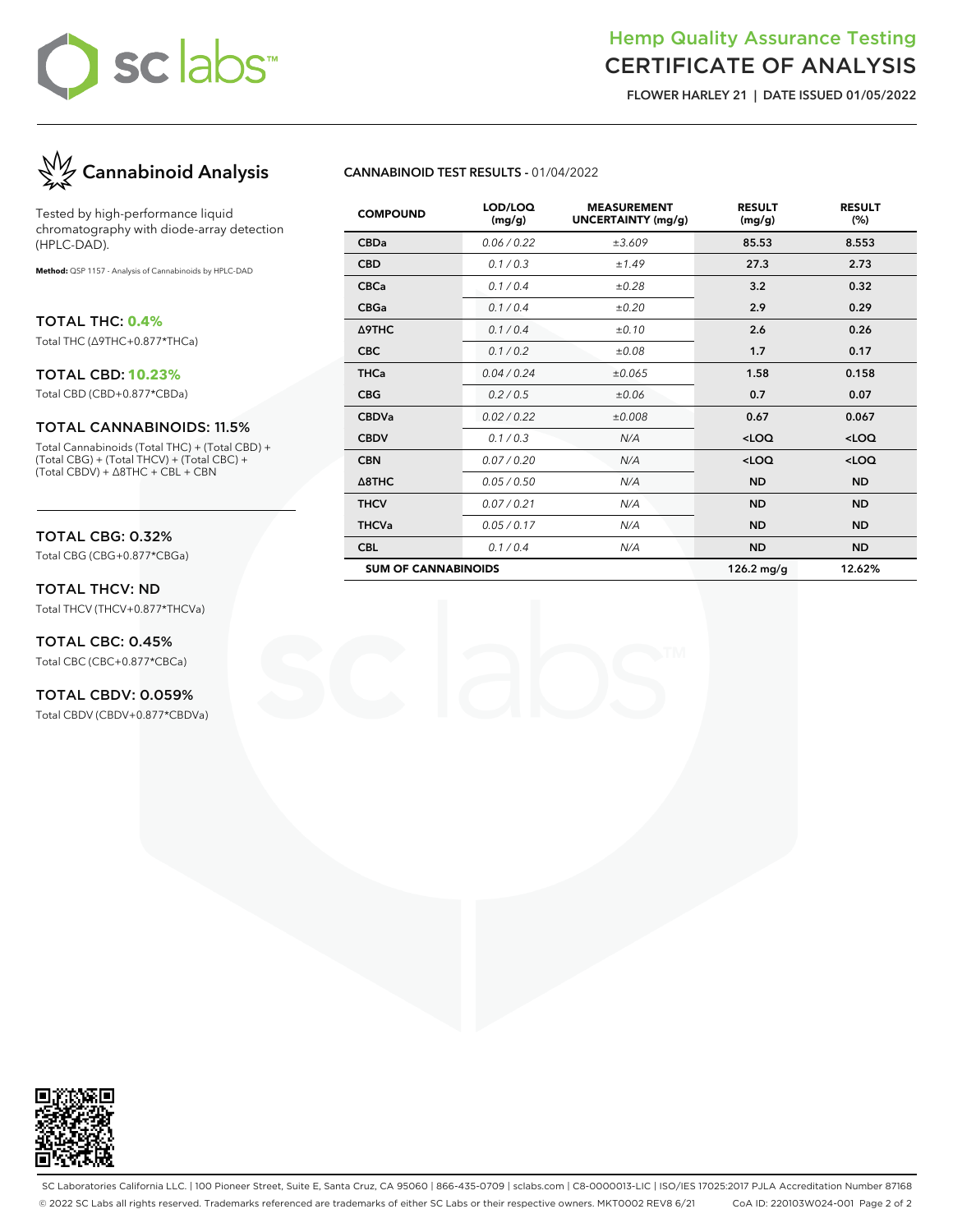# Hemp Quality Assurance Testing
# CERTIFICATE OF ANALYSIS

**FLOWER HARLEY 21 | DATE ISSUED 01/05/2022**

## Cannabinoid Analysis

Tested by high-performance liquid chromatography with diode-array detection (HPLC-DAD).

**Method:** QSP 1157 - Analysis of Cannabinoids by HPLC-DAD

**TOTAL THC: 0.4%**
Total THC (Δ9THC+0.877*THCa)

**TOTAL CBD: 10.23%**
Total CBD (CBD+0.877*CBDa)

**TOTAL CANNABINOIDS: 11.5%**
Total Cannabinoids (Total THC) + (Total CBD) + (Total CBG) + (Total THCV) + (Total CBC) + (Total CBDV) + Δ8THC + CBL + CBN

**TOTAL CBG: 0.32%**
Total CBG (CBG+0.877*CBGa)

**TOTAL THCV: ND**
Total THCV (THCV+0.877*THCVa)

**TOTAL CBC: 0.45%**
Total CBC (CBC+0.877*CBCa)

**TOTAL CBDV: 0.059%**
Total CBDV (CBDV+0.877*CBDVa)

**CANNABINOID TEST RESULTS** - 01/04/2022

| COMPOUND | LOD/LOQ (mg/g) | MEASUREMENT UNCERTAINTY (mg/g) | RESULT (mg/g) | RESULT (%) |
|---|---|---|---|---|
| CBDa | 0.06 / 0.22 | ±3.609 | 85.53 | 8.553 |
| CBD | 0.1 / 0.3 | ±1.49 | 27.3 | 2.73 |
| CBCa | 0.1 / 0.4 | ±0.28 | 3.2 | 0.32 |
| CBGa | 0.1 / 0.4 | ±0.20 | 2.9 | 0.29 |
| Δ9THC | 0.1 / 0.4 | ±0.10 | 2.6 | 0.26 |
| CBC | 0.1 / 0.2 | ±0.08 | 1.7 | 0.17 |
| THCa | 0.04 / 0.24 | ±0.065 | 1.58 | 0.158 |
| CBG | 0.2 / 0.5 | ±0.06 | 0.7 | 0.07 |
| CBDVa | 0.02 / 0.22 | ±0.008 | 0.67 | 0.067 |
| CBDV | 0.1 / 0.3 | N/A | <LOQ | <LOQ |
| CBN | 0.07 / 0.20 | N/A | <LOQ | <LOQ |
| Δ8THC | 0.05 / 0.50 | N/A | ND | ND |
| THCV | 0.07 / 0.21 | N/A | ND | ND |
| THCVa | 0.05 / 0.17 | N/A | ND | ND |
| CBL | 0.1 / 0.4 | N/A | ND | ND |
| **SUM OF CANNABINOIDS** | | | **126.2 mg/g** | **12.62%** |

SC Laboratories California LLC. | 100 Pioneer Street, Suite E, Santa Cruz, CA 95060 | 866-435-0709 | sclabs.com | C8-0000013-LIC | ISO/IES 17025:2017 PJLA Accreditation Number 87168
© 2022 SC Labs all rights reserved. Trademarks referenced are trademarks of either SC Labs or their respective owners. MKT0002 REV8 6/21 CoA ID: 220103W024-001